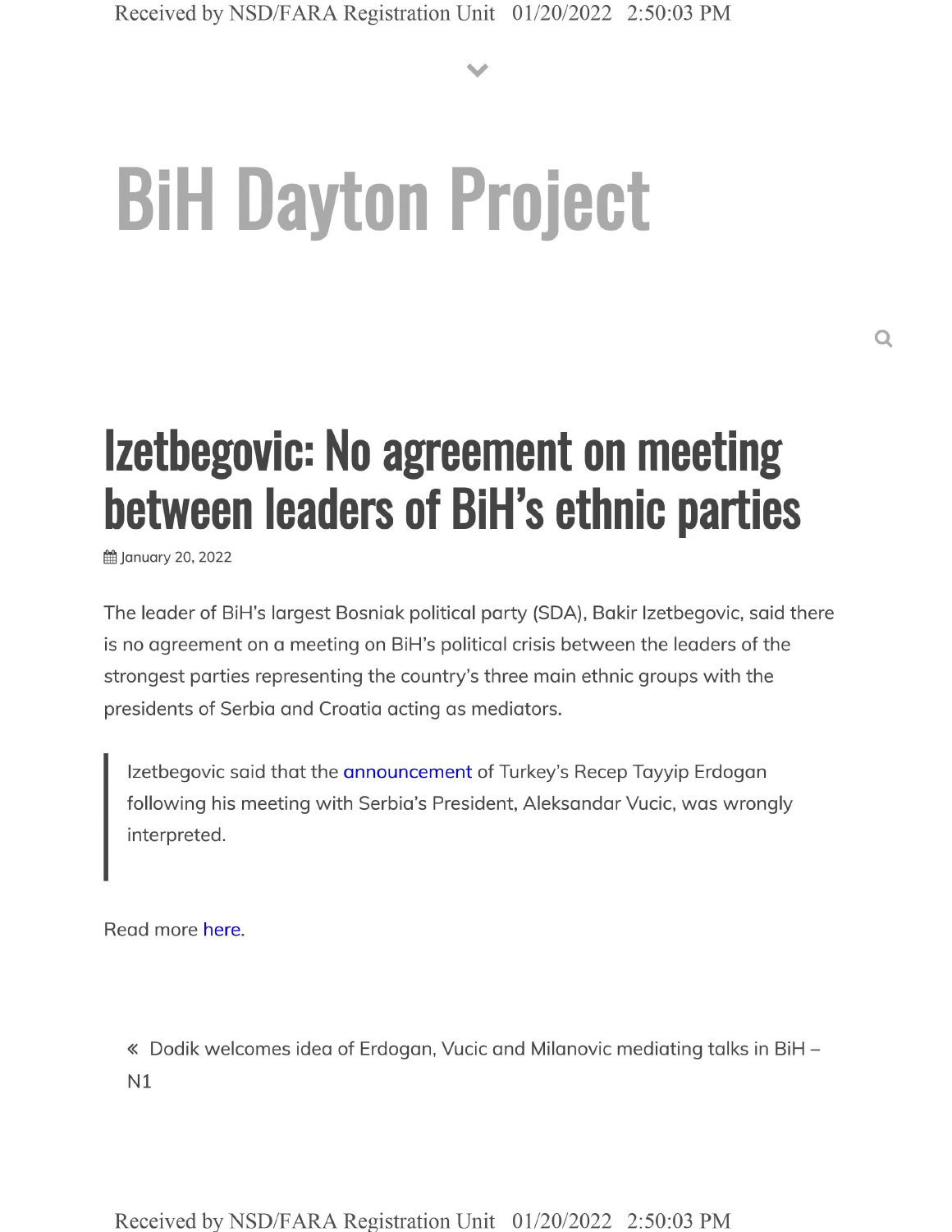# BiH Dayton Project

## Izetbegovic: No agreement on meeting between leaders of BiH's ethnic parties

January 20, 2022

The leader of BiH's largest Bosniak political party (SDA), Bakir Izetbegovic, said there is no agreement on a meeting on BiH's political crisis between the leaders of the strongest parties representing the country's three main ethnic groups with the presidents of Serbia and Croatia acting as mediators.

> Izetbegovic said that the announcement of Turkey's Recep Tayyip Erdogan following his meeting with Serbia's President, Aleksandar Vucic, was wrongly interpreted.

Read more here.

« Dodik welcomes idea of Erdogan, Vucic and Milanovic mediating talks in BiH – N1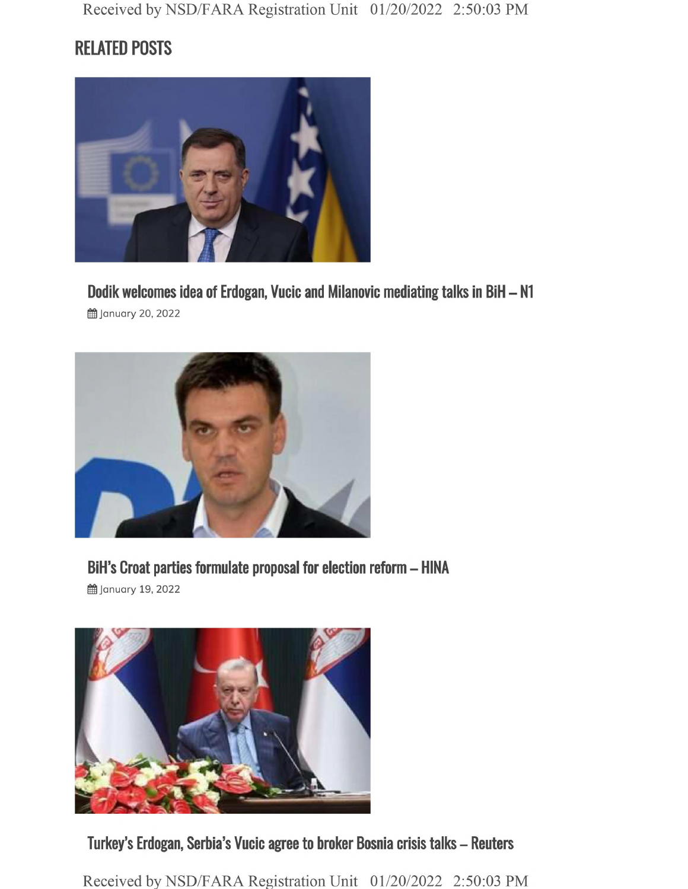## RELATED POSTS

### Dodik welcomes idea of Erdogan, Vucic and Milanovic mediating talks in BiH – N1

January 20, 2022

### BiH's Croat parties formulate proposal for election reform – HINA

January 19, 2022

### Turkey's Erdogan, Serbia's Vucic agree to broker Bosnia crisis talks – Reuters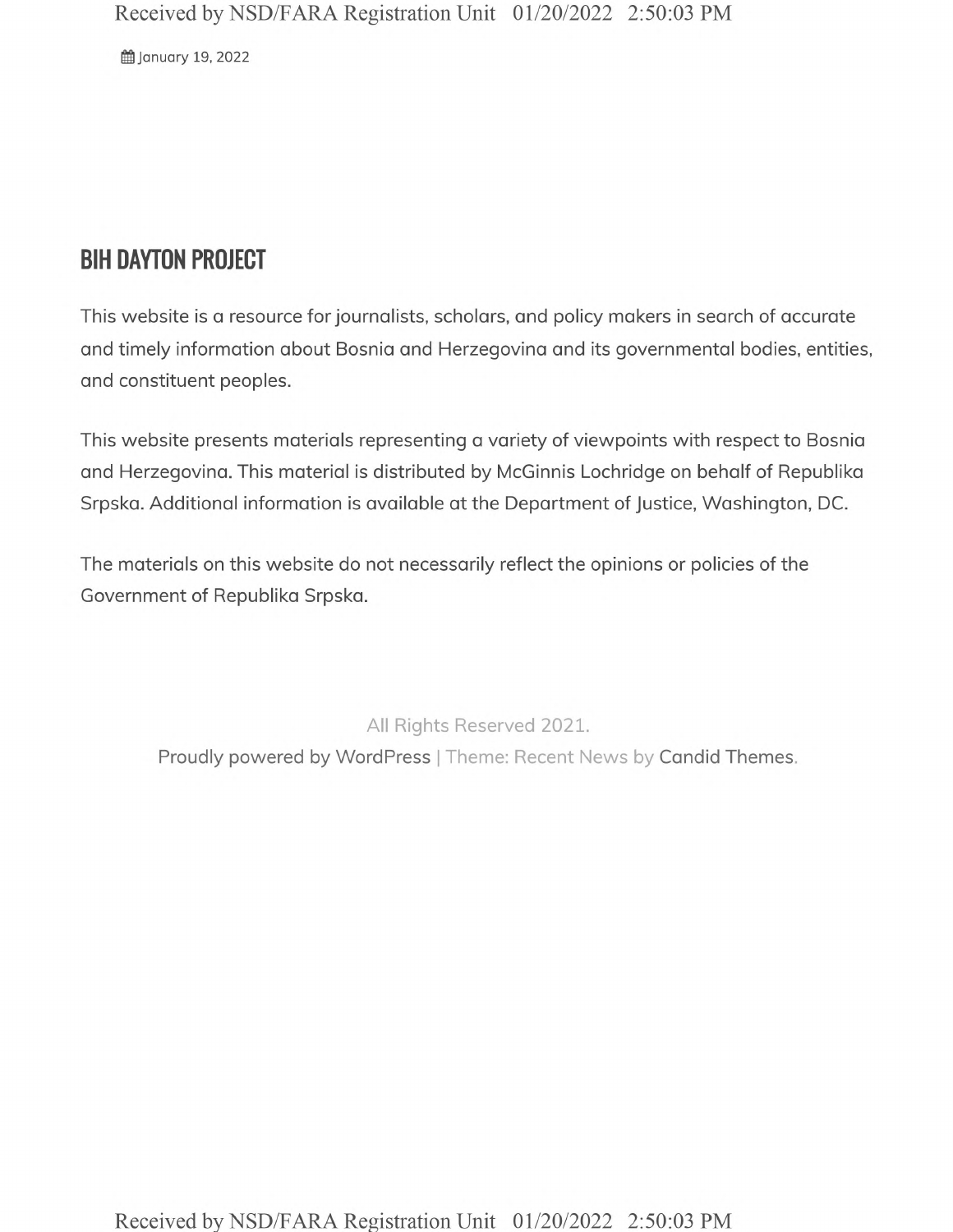January 19, 2022

## BIH DAYTON PROJECT

This website is a resource for journalists, scholars, and policy makers in search of accurate and timely information about Bosnia and Herzegovina and its governmental bodies, entities, and constituent peoples.

This website presents materials representing a variety of viewpoints with respect to Bosnia and Herzegovina. This material is distributed by McGinnis Lochridge on behalf of Republika Srpska. Additional information is available at the Department of Justice, Washington, DC.

The materials on this website do not necessarily reflect the opinions or policies of the Government of Republika Srpska.

All Rights Reserved 2021.

Proudly powered by WordPress | Theme: Recent News by Candid Themes.